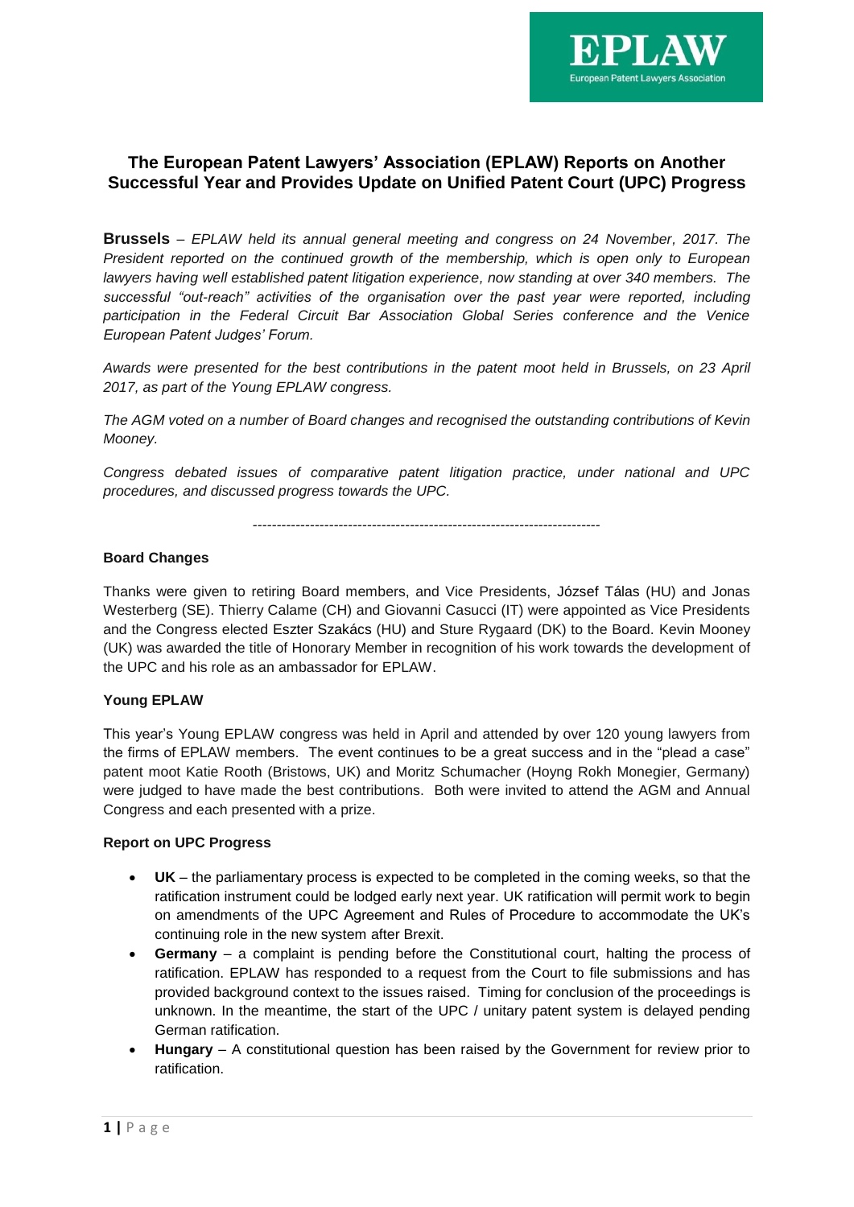EPLAW
European Patent Lawyers Association

# The European Patent Lawyers' Association (EPLAW) Reports on Another Successful Year and Provides Update on Unified Patent Court (UPC) Progress

**Brussels** – *EPLAW held its annual general meeting and congress on 24 November, 2017. The President reported on the continued growth of the membership, which is open only to European lawyers having well established patent litigation experience, now standing at over 340 members. The successful "out-reach" activities of the organisation over the past year were reported, including participation in the Federal Circuit Bar Association Global Series conference and the Venice European Patent Judges' Forum.*

*Awards were presented for the best contributions in the patent moot held in Brussels, on 23 April 2017, as part of the Young EPLAW congress.*

*The AGM voted on a number of Board changes and recognised the outstanding contributions of Kevin Mooney.*

*Congress debated issues of comparative patent litigation practice, under national and UPC procedures, and discussed progress towards the UPC.*

---

### Board Changes

Thanks were given to retiring Board members, and Vice Presidents, József Tálas (HU) and Jonas Westerberg (SE). Thierry Calame (CH) and Giovanni Casucci (IT) were appointed as Vice Presidents and the Congress elected Eszter Szakács (HU) and Sture Rygaard (DK) to the Board. Kevin Mooney (UK) was awarded the title of Honorary Member in recognition of his work towards the development of the UPC and his role as an ambassador for EPLAW.

### Young EPLAW

This year's Young EPLAW congress was held in April and attended by over 120 young lawyers from the firms of EPLAW members. The event continues to be a great success and in the "plead a case" patent moot Katie Rooth (Bristows, UK) and Moritz Schumacher (Hoyng Rokh Monegier, Germany) were judged to have made the best contributions. Both were invited to attend the AGM and Annual Congress and each presented with a prize.

### Report on UPC Progress

- **UK** – the parliamentary process is expected to be completed in the coming weeks, so that the ratification instrument could be lodged early next year. UK ratification will permit work to begin on amendments of the UPC Agreement and Rules of Procedure to accommodate the UK's continuing role in the new system after Brexit.
- **Germany** – a complaint is pending before the Constitutional court, halting the process of ratification. EPLAW has responded to a request from the Court to file submissions and has provided background context to the issues raised. Timing for conclusion of the proceedings is unknown. In the meantime, the start of the UPC / unitary patent system is delayed pending German ratification.
- **Hungary** – A constitutional question has been raised by the Government for review prior to ratification.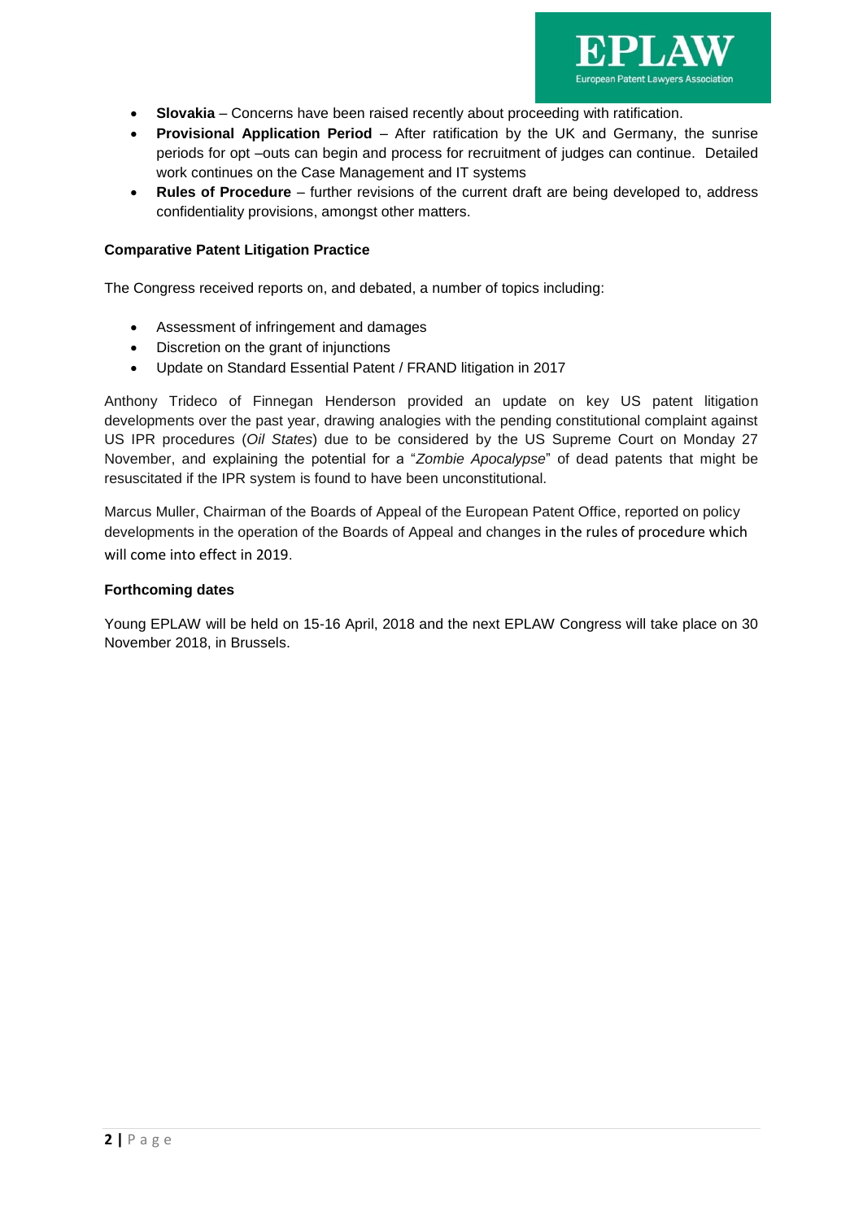- **Slovakia** – Concerns have been raised recently about proceeding with ratification.
- **Provisional Application Period** – After ratification by the UK and Germany, the sunrise periods for opt –outs can begin and process for recruitment of judges can continue. Detailed work continues on the Case Management and IT systems
- **Rules of Procedure** – further revisions of the current draft are being developed to, address confidentiality provisions, amongst other matters.

**Comparative Patent Litigation Practice**

The Congress received reports on, and debated, a number of topics including:

- Assessment of infringement and damages
- Discretion on the grant of injunctions
- Update on Standard Essential Patent / FRAND litigation in 2017

Anthony Trideco of Finnegan Henderson provided an update on key US patent litigation developments over the past year, drawing analogies with the pending constitutional complaint against US IPR procedures (*Oil States*) due to be considered by the US Supreme Court on Monday 27 November, and explaining the potential for a "*Zombie Apocalypse*" of dead patents that might be resuscitated if the IPR system is found to have been unconstitutional.

Marcus Muller, Chairman of the Boards of Appeal of the European Patent Office, reported on policy developments in the operation of the Boards of Appeal and changes in the rules of procedure which will come into effect in 2019.

**Forthcoming dates**

Young EPLAW will be held on 15-16 April, 2018 and the next EPLAW Congress will take place on 30 November 2018, in Brussels.